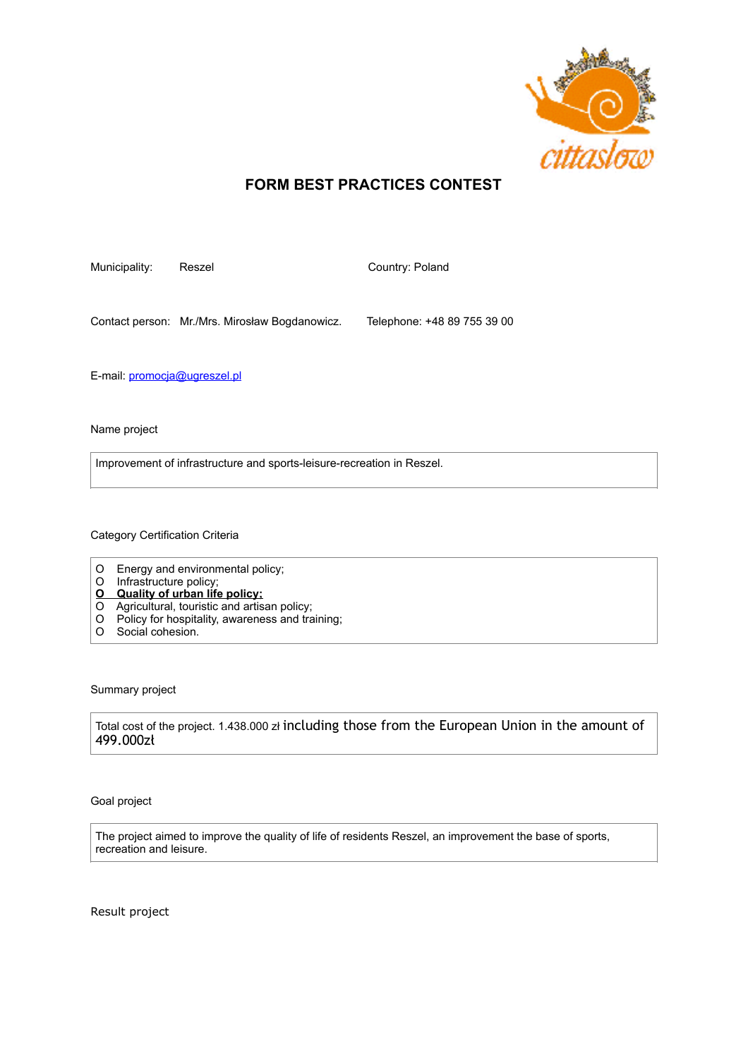# FORM BEST PRACTICES CONTEST

Municipality: Reszel

Country: Poland

Contact person: Mr./Mrs. Mirosław Bogdanowicz.

Telephone: +48 89 755 39 00

E-mail: promocja@ugreszel.pl

Name project

Improvement of infrastructure and sports-leisure-recreation in Reszel.

Category Certification Criteria

O Energy and environmental policy;
O Infrastructure policy;
**O Quality of urban life policy;**
O Agricultural, touristic and artisan policy;
O Policy for hospitality, awareness and training;
O Social cohesion.

Summary project

Total cost of the project. 1.438.000 zł including those from the European Union in the amount of 499.000zł

Goal project

The project aimed to improve the quality of life of residents Reszel, an improvement the base of sports, recreation and leisure.

Result project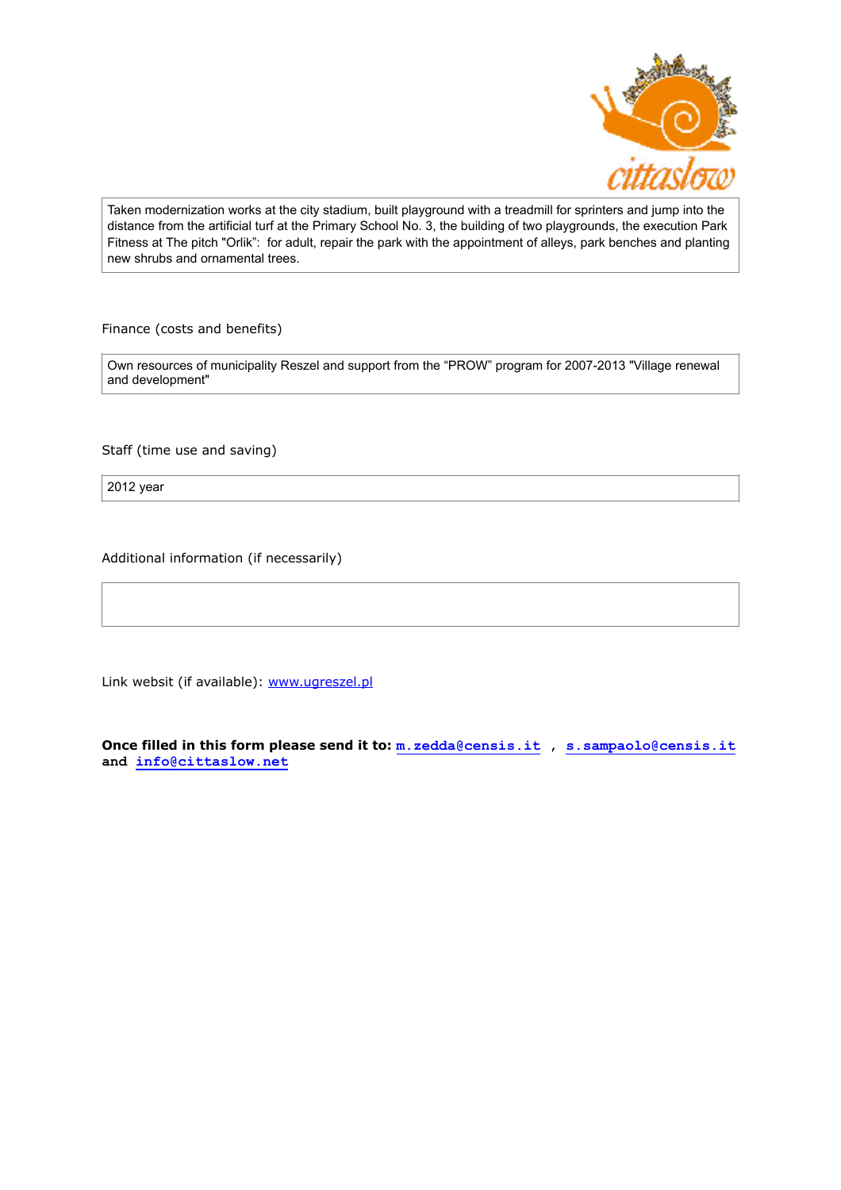Taken modernization works at the city stadium, built playground with a treadmill for sprinters and jump into the distance from the artificial turf at the Primary School No. 3, the building of two playgrounds, the execution Park Fitness at The pitch "Orlik": for adult, repair the park with the appointment of alleys, park benches and planting new shrubs and ornamental trees.

Finance (costs and benefits)

Own resources of municipality Reszel and support from the "PROW" program for 2007-2013 "Village renewal and development"

Staff (time use and saving)

2012 year

Additional information (if necessarily)

Link websit (if available): www.ugreszel.pl

**Once filled in this form please send it to: m.zedda@censis.it , s.sampaolo@censis.it and info@cittaslow.net**